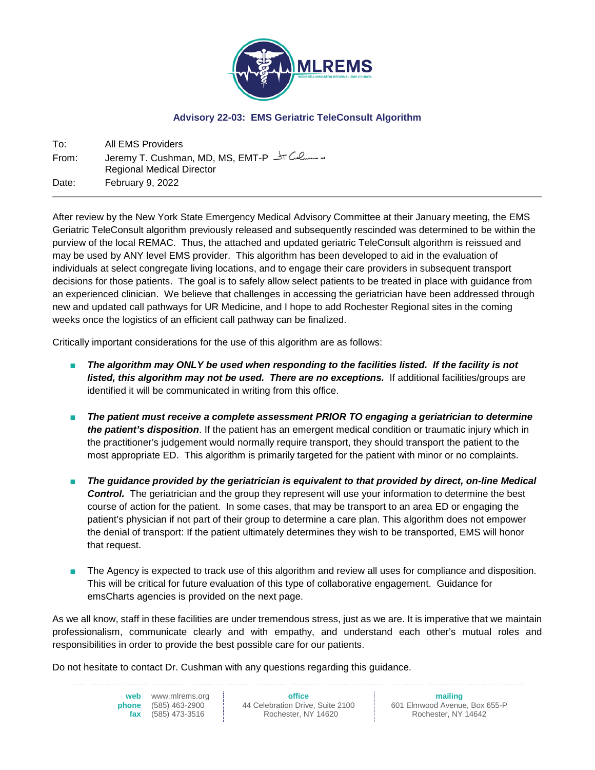MLREMS

MONROE-LIVINGSTON REGIONAL EMS COUNCIL

## Advisory 22-03: EMS Geriatric TeleConsult Algorithm

| | |
|---|---|
| To: | All EMS Providers |
| From: | Jeremy T. Cushman, MD, MS, EMT-P<br>Regional Medical Director |
| Date: | February 9, 2022 |

---

After review by the New York State Emergency Medical Advisory Committee at their January meeting, the EMS Geriatric TeleConsult algorithm previously released and subsequently rescinded was determined to be within the purview of the local REMAC. Thus, the attached and updated geriatric TeleConsult algorithm is reissued and may be used by ANY level EMS provider. This algorithm has been developed to aid in the evaluation of individuals at select congregate living locations, and to engage their care providers in subsequent transport decisions for those patients. The goal is to safely allow select patients to be treated in place with guidance from an experienced clinician. We believe that challenges in accessing the geriatrician have been addressed through new and updated call pathways for UR Medicine, and I hope to add Rochester Regional sites in the coming weeks once the logistics of an efficient call pathway can be finalized.

Critically important considerations for the use of this algorithm are as follows:

- ***The algorithm may ONLY be used when responding to the facilities listed. If the facility is not listed, this algorithm may not be used. There are no exceptions.*** If additional facilities/groups are identified it will be communicated in writing from this office.

- ***The patient must receive a complete assessment PRIOR TO engaging a geriatrician to determine the patient's disposition***. If the patient has an emergent medical condition or traumatic injury which in the practitioner's judgement would normally require transport, they should transport the patient to the most appropriate ED. This algorithm is primarily targeted for the patient with minor or no complaints.

- ***The guidance provided by the geriatrician is equivalent to that provided by direct, on-line Medical Control.*** The geriatrician and the group they represent will use your information to determine the best course of action for the patient. In some cases, that may be transport to an area ED or engaging the patient's physician if not part of their group to determine a care plan. This algorithm does not empower the denial of transport: If the patient ultimately determines they wish to be transported, EMS will honor that request.

- The Agency is expected to track use of this algorithm and review all uses for compliance and disposition. This will be critical for future evaluation of this type of collaborative engagement. Guidance for emsCharts agencies is provided on the next page.

As we all know, staff in these facilities are under tremendous stress, just as we are. It is imperative that we maintain professionalism, communicate clearly and with empathy, and understand each other's mutual roles and responsibilities in order to provide the best possible care for our patients.

Do not hesitate to contact Dr. Cushman with any questions regarding this guidance.

---

**web** www.mlrems.org
**phone** (585) 463-2900
**fax** (585) 473-3516

**office**
44 Celebration Drive, Suite 2100
Rochester, NY 14620

**mailing**
601 Elmwood Avenue, Box 655-P
Rochester, NY 14642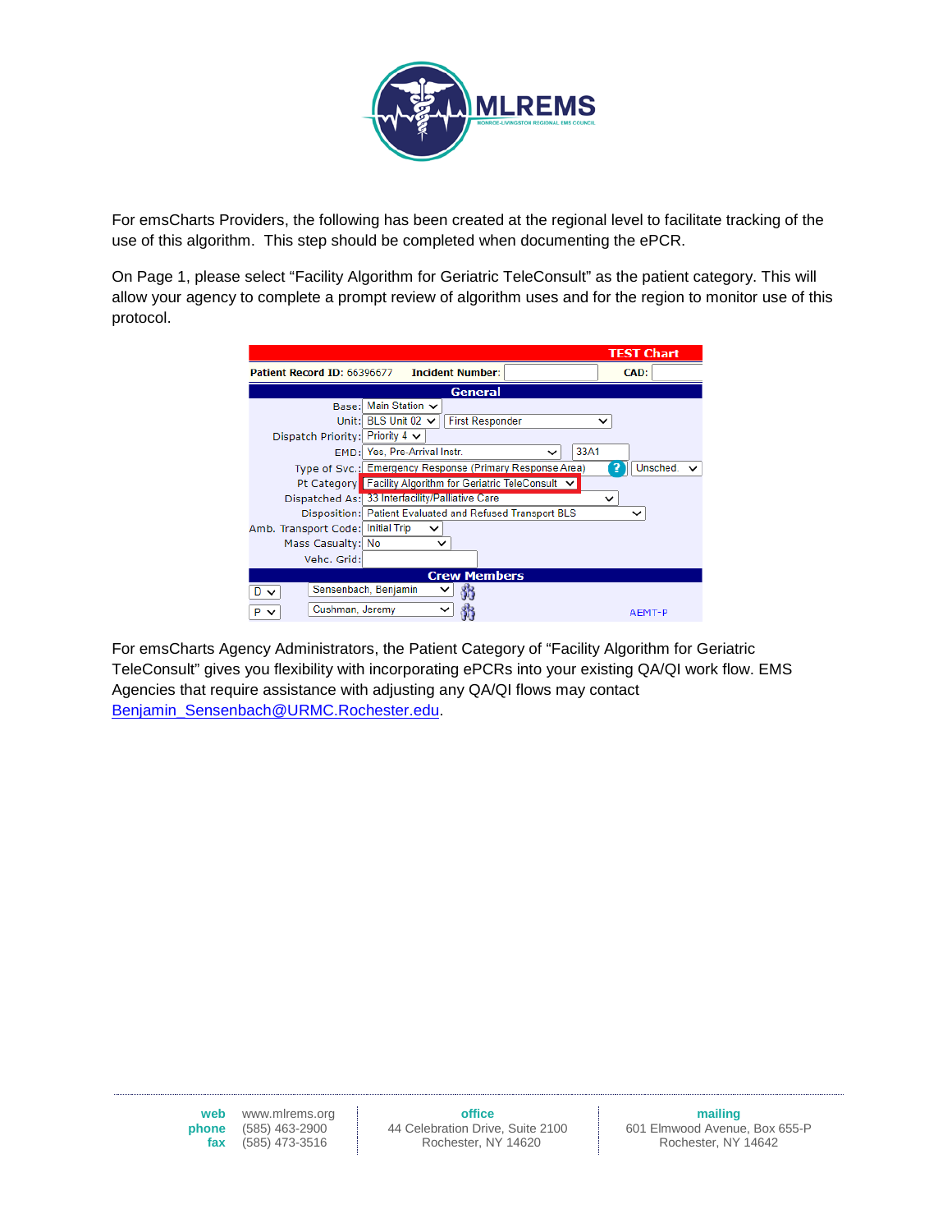For emsCharts Providers, the following has been created at the regional level to facilitate tracking of the use of this algorithm. This step should be completed when documenting the ePCR.

On Page 1, please select "Facility Algorithm for Geriatric TeleConsult" as the patient category. This will allow your agency to complete a prompt review of algorithm uses and for the region to monitor use of this protocol.

| TEST Chart | |
|---|---|
| **Patient Record ID:** 66396677 | **Incident Number:** **CAD:** |
| **General** | |
| Base: | Main Station |
| Unit: | BLS Unit 02 / First Responder |
| Dispatch Priority: | Priority 4 |
| EMD: | Yes, Pre-Arrival Instr. / 33A1 |
| Type of Svc.: | Emergency Response (Primary Response Area) / Unsched. |
| Pt Category: | Facility Algorithm for Geriatric TeleConsult |
| Dispatched As: | 33 Interfacility/Palliative Care |
| Disposition: | Patient Evaluated and Refused Transport BLS |
| Amb. Transport Code: | Initial Trip |
| Mass Casualty: | No |
| Vehc. Grid: | |
| **Crew Members** | |
| D | Sensenbach, Benjamin |
| P | Cushman, Jeremy — AEMT-P |

For emsCharts Agency Administrators, the Patient Category of "Facility Algorithm for Geriatric TeleConsult" gives you flexibility with incorporating ePCRs into your existing QA/QI work flow. EMS Agencies that require assistance with adjusting any QA/QI flows may contact Benjamin_Sensenbach@URMC.Rochester.edu.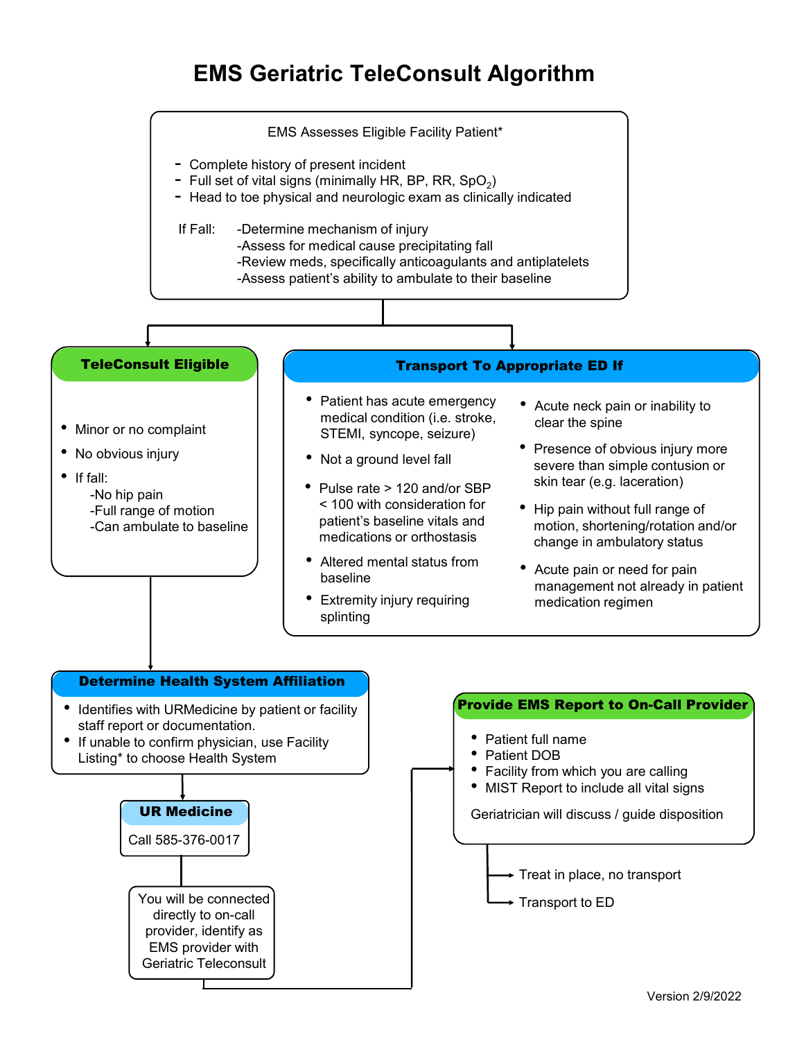# EMS Geriatric TeleConsult Algorithm

**EMS Assesses Eligible Facility Patient***

- Complete history of present incident
- Full set of vital signs (minimally HR, BP, RR, $SpO_2$)
- Head to toe physical and neurologic exam as clinically indicated

If Fall:
- Determine mechanism of injury
- Assess for medical cause precipitating fall
- Review meds, specifically anticoagulants and antiplatelets
- Assess patient's ability to ambulate to their baseline

## TeleConsult Eligible

- Minor or no complaint
- No obvious injury
- If fall:
  - No hip pain
  - Full range of motion
  - Can ambulate to baseline

## Transport To Appropriate ED If

- Patient has acute emergency medical condition (i.e. stroke, STEMI, syncope, seizure)
- Not a ground level fall
- Pulse rate > 120 and/or SBP < 100 with consideration for patient's baseline vitals and medications or orthostasis
- Altered mental status from baseline
- Extremity injury requiring splinting
- Acute neck pain or inability to clear the spine
- Presence of obvious injury more severe than simple contusion or skin tear (e.g. laceration)
- Hip pain without full range of motion, shortening/rotation and/or change in ambulatory status
- Acute pain or need for pain management not already in patient medication regimen

## Determine Health System Affiliation

- Identifies with URMedicine by patient or facility staff report or documentation.
- If unable to confirm physician, use Facility Listing* to choose Health System

## UR Medicine

Call 585-376-0017

You will be connected directly to on-call provider, identify as EMS provider with Geriatric Teleconsult

## Provide EMS Report to On-Call Provider

- Patient full name
- Patient DOB
- Facility from which you are calling
- MIST Report to include all vital signs

Geriatrician will discuss / guide disposition

- Treat in place, no transport
- Transport to ED

Version 2/9/2022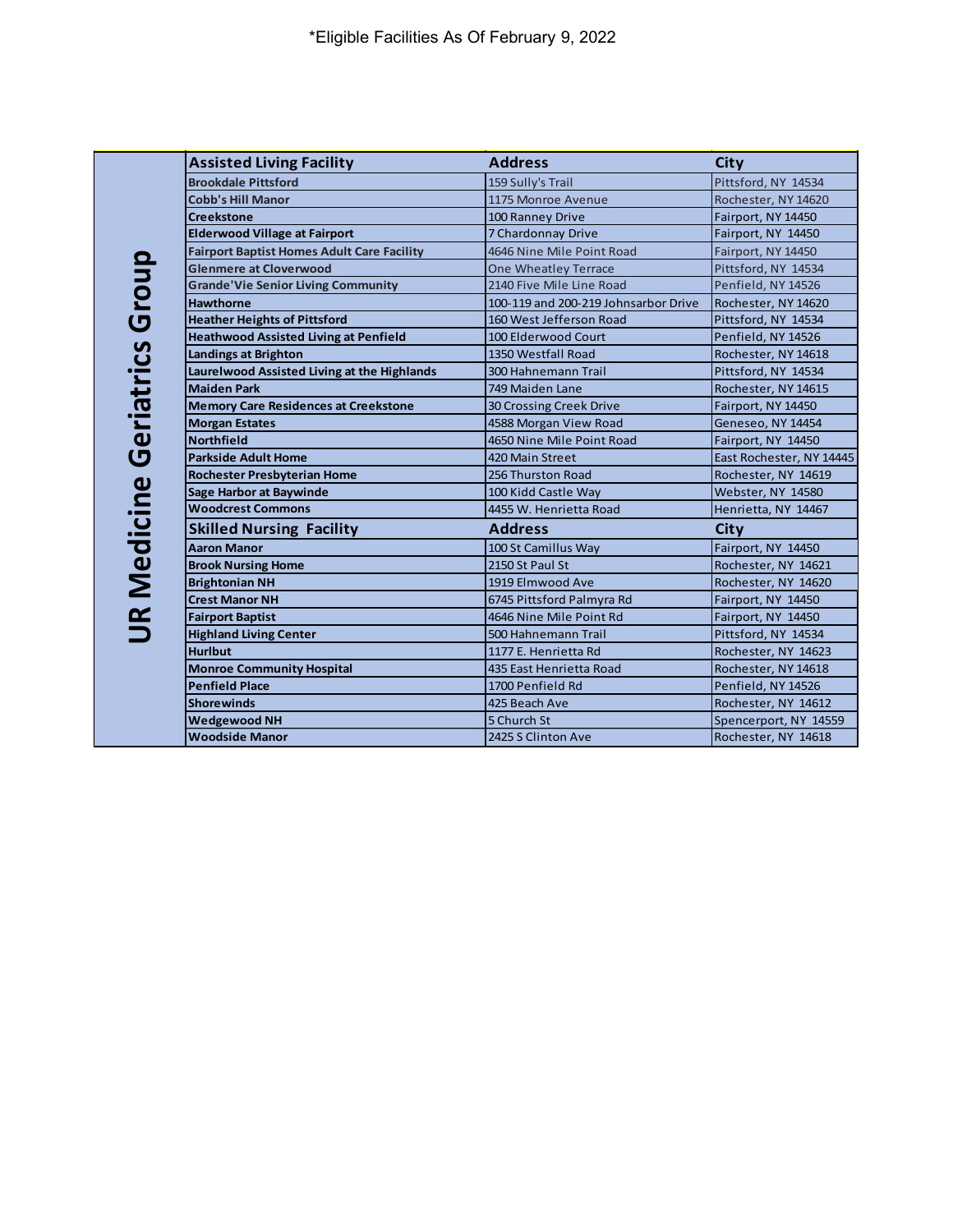*Eligible Facilities As Of February 9, 2022

## UR Medicine Geriatrics Group

| Assisted Living Facility | Address | City |
|---|---|---|
| Brookdale Pittsford | 159 Sully's Trail | Pittsford, NY 14534 |
| Cobb's Hill Manor | 1175 Monroe Avenue | Rochester, NY 14620 |
| Creekstone | 100 Ranney Drive | Fairport, NY 14450 |
| Elderwood Village at Fairport | 7 Chardonnay Drive | Fairport, NY 14450 |
| Fairport Baptist Homes Adult Care Facility | 4646 Nine Mile Point Road | Fairport, NY 14450 |
| Glenmere at Cloverwood | One Wheatley Terrace | Pittsford, NY 14534 |
| Grande'Vie Senior Living Community | 2140 Five Mile Line Road | Penfield, NY 14526 |
| Hawthorne | 100-119 and 200-219 Johnsarbor Drive | Rochester, NY 14620 |
| Heather Heights of Pittsford | 160 West Jefferson Road | Pittsford, NY 14534 |
| Heathwood Assisted Living at Penfield | 100 Elderwood Court | Penfield, NY 14526 |
| Landings at Brighton | 1350 Westfall Road | Rochester, NY 14618 |
| Laurelwood Assisted Living at the Highlands | 300 Hahnemann Trail | Pittsford, NY 14534 |
| Maiden Park | 749 Maiden Lane | Rochester, NY 14615 |
| Memory Care Residences at Creekstone | 30 Crossing Creek Drive | Fairport, NY 14450 |
| Morgan Estates | 4588 Morgan View Road | Geneseo, NY 14454 |
| Northfield | 4650 Nine Mile Point Road | Fairport, NY 14450 |
| Parkside Adult Home | 420 Main Street | East Rochester, NY 14445 |
| Rochester Presbyterian Home | 256 Thurston Road | Rochester, NY 14619 |
| Sage Harbor at Baywinde | 100 Kidd Castle Way | Webster, NY 14580 |
| Woodcrest Commons | 4455 W. Henrietta Road | Henrietta, NY 14467 |
| **Skilled Nursing Facility** | **Address** | **City** |
| Aaron Manor | 100 St Camillus Way | Fairport, NY 14450 |
| Brook Nursing Home | 2150 St Paul St | Rochester, NY 14621 |
| Brightonian NH | 1919 Elmwood Ave | Rochester, NY 14620 |
| Crest Manor NH | 6745 Pittsford Palmyra Rd | Fairport, NY 14450 |
| Fairport Baptist | 4646 Nine Mile Point Rd | Fairport, NY 14450 |
| Highland Living Center | 500 Hahnemann Trail | Pittsford, NY 14534 |
| Hurlbut | 1177 E. Henrietta Rd | Rochester, NY 14623 |
| Monroe Community Hospital | 435 East Henrietta Road | Rochester, NY 14618 |
| Penfield Place | 1700 Penfield Rd | Penfield, NY 14526 |
| Shorewinds | 425 Beach Ave | Rochester, NY 14612 |
| Wedgewood NH | 5 Church St | Spencerport, NY 14559 |
| Woodside Manor | 2425 S Clinton Ave | Rochester, NY 14618 |